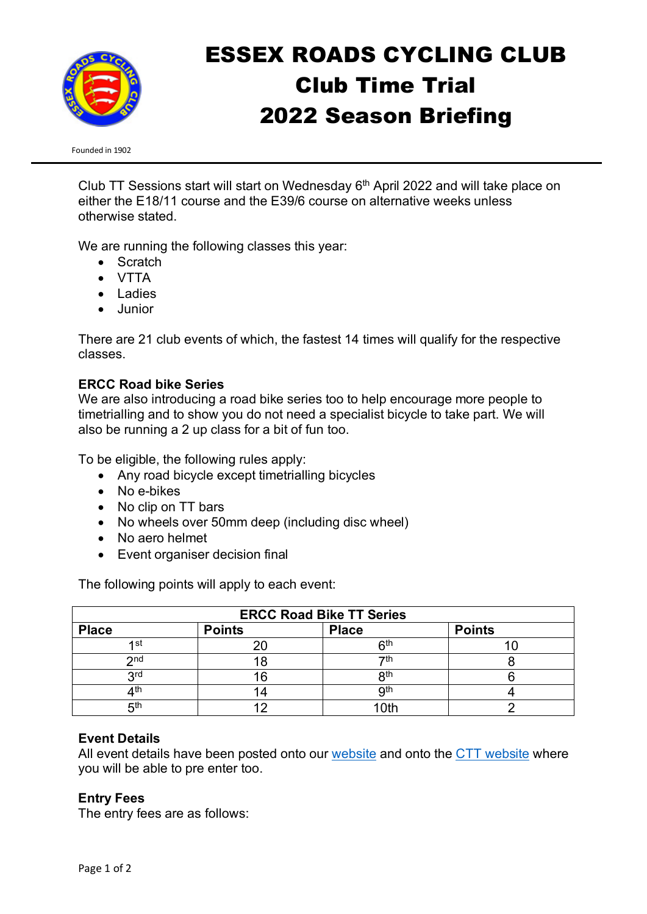# ESSEX ROADS CYCLING CLUB
## Club Time Trial
## 2022 Season Briefing

Founded in 1902

Club TT Sessions start will start on Wednesday 6th April 2022 and will take place on either the E18/11 course and the E39/6 course on alternative weeks unless otherwise stated.

We are running the following classes this year:

- Scratch
- VTTA
- Ladies
- Junior

There are 21 club events of which, the fastest 14 times will qualify for the respective classes.

**ERCC Road bike Series**
We are also introducing a road bike series too to help encourage more people to timetrialling and to show you do not need a specialist bicycle to take part. We will also be running a 2 up class for a bit of fun too.

To be eligible, the following rules apply:

- Any road bicycle except timetrialling bicycles
- No e-bikes
- No clip on TT bars
- No wheels over 50mm deep (including disc wheel)
- No aero helmet
- Event organiser decision final

The following points will apply to each event:

| ERCC Road Bike TT Series | | | |
|---|---|---|---|
| **Place** | **Points** | **Place** | **Points** |
| 1st | 20 | 6th | 10 |
| 2nd | 18 | 7th | 8 |
| 3rd | 16 | 8th | 6 |
| 4th | 14 | 9th | 4 |
| 5th | 12 | 10th | 2 |

**Event Details**
All event details have been posted onto our website and onto the CTT website where you will be able to pre enter too.

**Entry Fees**
The entry fees are as follows: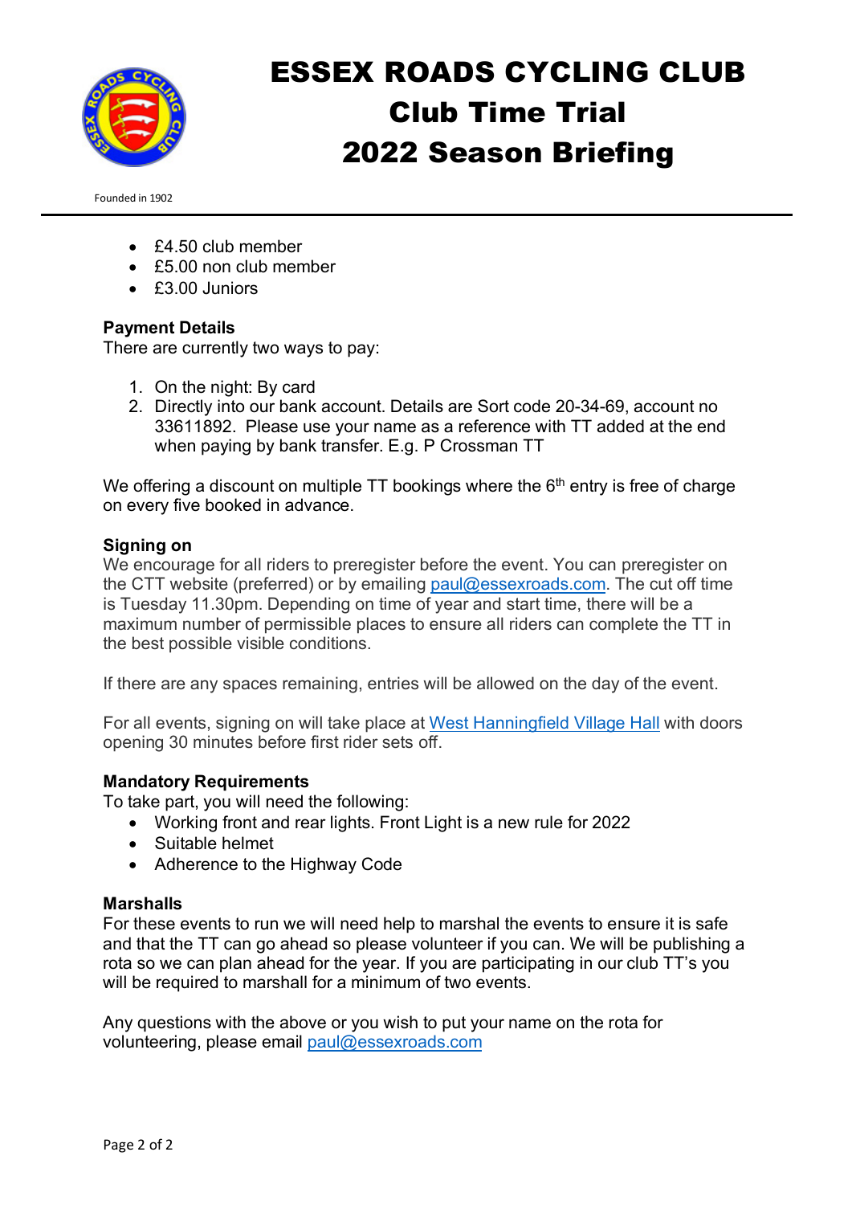# ESSEX ROADS CYCLING CLUB
## Club Time Trial
## 2022 Season Briefing

Founded in 1902

- £4.50 club member
- £5.00 non club member
- £3.00 Juniors

**Payment Details**
There are currently two ways to pay:

1. On the night: By card
2. Directly into our bank account. Details are Sort code 20-34-69, account no 33611892. Please use your name as a reference with TT added at the end when paying by bank transfer. E.g. P Crossman TT

We offering a discount on multiple TT bookings where the 6th entry is free of charge on every five booked in advance.

**Signing on**
We encourage for all riders to preregister before the event. You can preregister on the CTT website (preferred) or by emailing paul@essexroads.com. The cut off time is Tuesday 11.30pm. Depending on time of year and start time, there will be a maximum number of permissible places to ensure all riders can complete the TT in the best possible visible conditions.

If there are any spaces remaining, entries will be allowed on the day of the event.

For all events, signing on will take place at West Hanningfield Village Hall with doors opening 30 minutes before first rider sets off.

**Mandatory Requirements**
To take part, you will need the following:

- Working front and rear lights. Front Light is a new rule for 2022
- Suitable helmet
- Adherence to the Highway Code

**Marshalls**
For these events to run we will need help to marshal the events to ensure it is safe and that the TT can go ahead so please volunteer if you can. We will be publishing a rota so we can plan ahead for the year. If you are participating in our club TT's you will be required to marshall for a minimum of two events.

Any questions with the above or you wish to put your name on the rota for volunteering, please email paul@essexroads.com